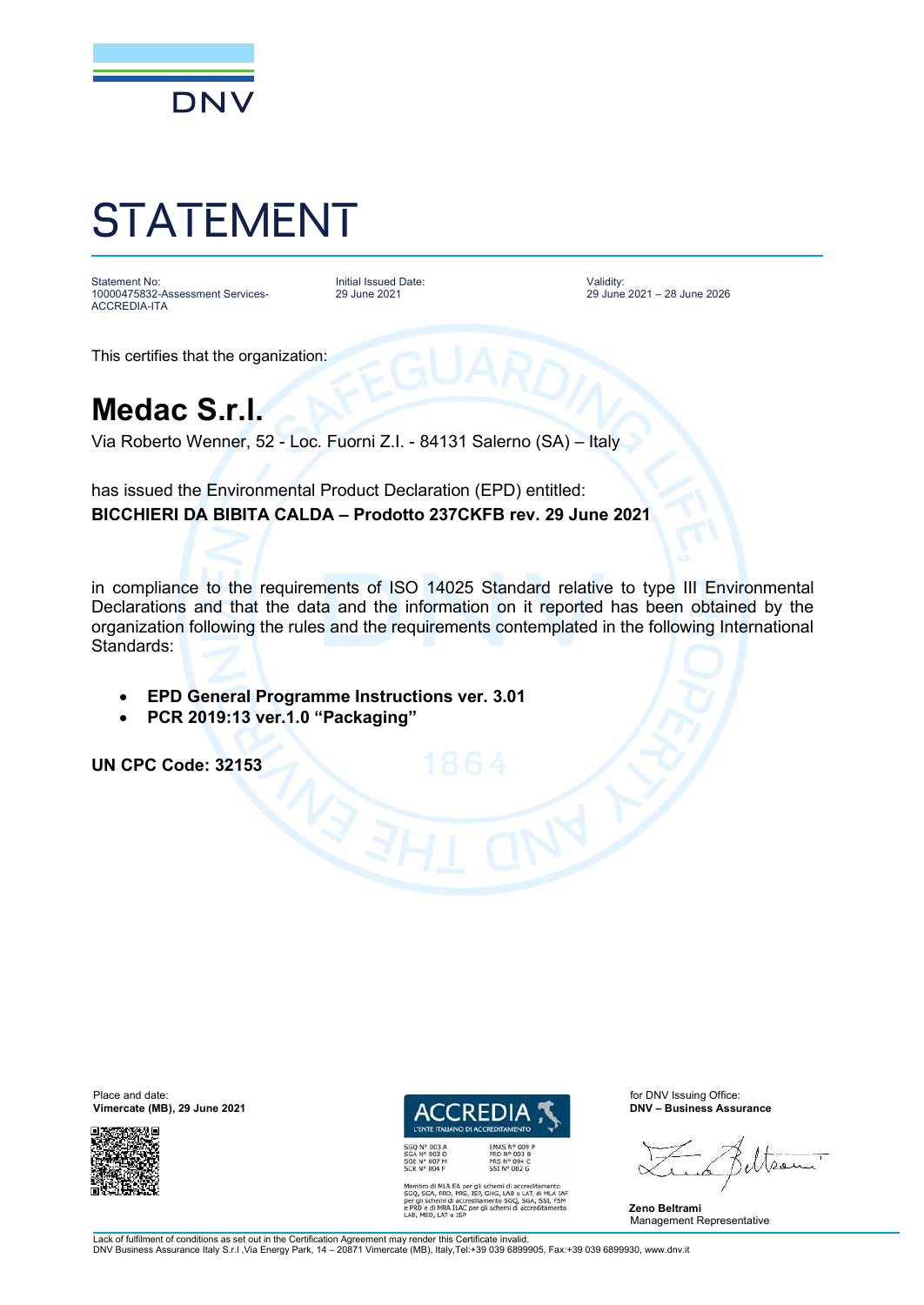DNV

# STATEMENT

Statement No:
10000475832-Assessment Services-ACCREDIA-ITA

Initial Issued Date:
29 June 2021

Validity:
29 June 2021 – 28 June 2026

This certifies that the organization:

## Medac S.r.l.

Via Roberto Wenner, 52 - Loc. Fuorni Z.I. - 84131 Salerno (SA) – Italy

has issued the Environmental Product Declaration (EPD) entitled:
**BICCHIERI DA BIBITA CALDA – Prodotto 237CKFB rev. 29 June 2021**

in compliance to the requirements of ISO 14025 Standard relative to type III Environmental Declarations and that the data and the information on it reported has been obtained by the organization following the rules and the requirements contemplated in the following International Standards:

- **EPD General Programme Instructions ver. 3.01**
- **PCR 2019:13 ver.1.0 "Packaging"**

**UN CPC Code: 32153**

Place and date:
**Vimercate (MB), 29 June 2021**

ACCREDIA
L'ENTE ITALIANO DI ACCREDITAMENTO

SGQ N° 003 A
SGA N° 003 D
SGE N° 007 M
SCR N° 004 F

EMAS N° 009 P
PRD N° 003 B
PRS N° 094 C
SSI N° 002 G

Membro di MLA EA per gli schemi di accreditamento SGQ, SGA, PRD, PRS, ISP, GHG, LAB e LAT, di MLA IAF per gli schemi di accreditamento SGQ, SGA, SSI, FSM e PRD e di MRA ILAC per gli schemi di accreditamento LAB, MED, LAT e ISP

for DNV Issuing Office:
**DNV – Business Assurance**

**Zeno Beltrami**
Management Representative

Lack of fulfilment of conditions as set out in the Certification Agreement may render this Certificate invalid.
DNV Business Assurance Italy S.r.l ,Via Energy Park, 14 – 20871 Vimercate (MB), Italy,Tel:+39 039 6899905, Fax:+39 039 6899930, www.dnv.it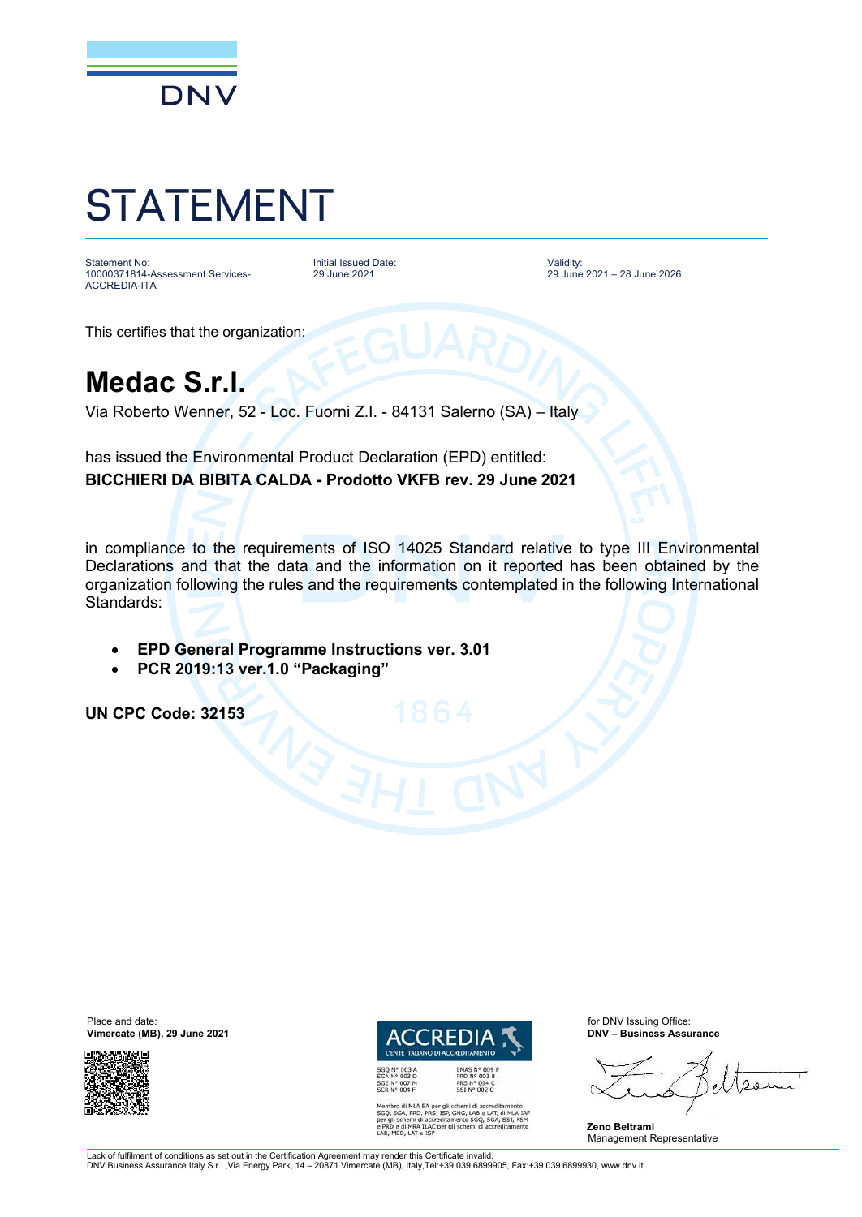DNV

# STATEMENT

Statement No:
10000371814-Assessment Services-ACCREDIA-ITA

Initial Issued Date:
29 June 2021

Validity:
29 June 2021 – 28 June 2026

This certifies that the organization:

## Medac S.r.l.

Via Roberto Wenner, 52 - Loc. Fuorni Z.I. - 84131 Salerno (SA) – Italy

has issued the Environmental Product Declaration (EPD) entitled:
**BICCHIERI DA BIBITA CALDA - Prodotto VKFB rev. 29 June 2021**

in compliance to the requirements of ISO 14025 Standard relative to type III Environmental Declarations and that the data and the information on it reported has been obtained by the organization following the rules and the requirements contemplated in the following International Standards:

- **EPD General Programme Instructions ver. 3.01**
- **PCR 2019:13 ver.1.0 "Packaging"**

**UN CPC Code: 32153**

Place and date:
**Vimercate (MB), 29 June 2021**

ACCREDIA
L'ENTE ITALIANO DI ACCREDITAMENTO

SGQ N° 003 A
SGA N° 003 D
SGE N° 007 M
SCR N° 004 F

EMAS N° 009 P
PRD N° 003 B
PRS N° 094 C
SSI N° 002 G

Membro di MLA EA per gli schemi di accreditamento SGQ, SGA, PRD, PRS, ISP, GHG, LAB e LAT, di MLA IAF per gli schemi di accreditamento SGQ, SGA, SSI, FSM e PRD e di MRA ILAC per gli schemi di accreditamento LAB, MED, LAT e ISP

for DNV Issuing Office:
**DNV – Business Assurance**

**Zeno Beltrami**
Management Representative

Lack of fulfilment of conditions as set out in the Certification Agreement may render this Certificate invalid.
DNV Business Assurance Italy S.r.l ,Via Energy Park, 14 – 20871 Vimercate (MB), Italy,Tel:+39 039 6899905, Fax:+39 039 6899930, www.dnv.it